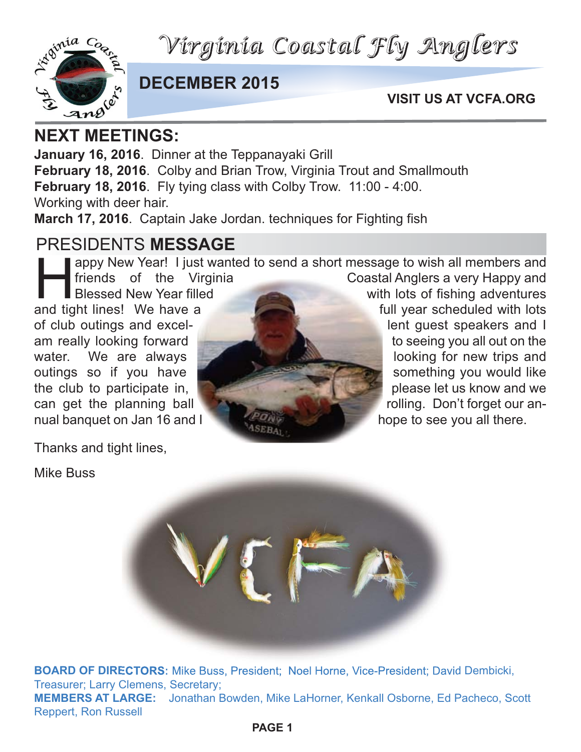# Virginia Coastal Fly Anglers

## DECEMBER 2015

**VISIT US AT VCFA.ORG**

## NEXT MEETINGS:

**January 16, 2016**. Dinner at the Teppanayaki Grill
**February 18, 2016**. Colby and Brian Trow, Virginia Trout and Smallmouth
**February 18, 2016**. Fly tying class with Colby Trow. 11:00 - 4:00. Working with deer hair.
**March 17, 2016**. Captain Jake Jordan. techniques for Fighting fish

## PRESIDENTS **MESSAGE**

Happy New Year! I just wanted to send a short message to wish all members and friends of the Virginia Coastal Anglers a very Happy and Blessed New Year filled with lots of fishing adventures and tight lines! We have a full year scheduled with lots of club outings and excellent guest speakers and I am really looking forward to seeing you all out on the water. We are always looking for new trips and outings so if you have something you would like the club to participate in, please let us know and we can get the planning ball rolling. Don't forget our annual banquet on Jan 16 and I hope to see you all there.

Thanks and tight lines,

Mike Buss

**BOARD OF DIRECTORS:** Mike Buss, President; Noel Horne, Vice-President; David Dembicki, Treasurer; Larry Clemens, Secretary;
**MEMBERS AT LARGE:** Jonathan Bowden, Mike LaHorner, Kenkall Osborne, Ed Pacheco, Scott Reppert, Ron Russell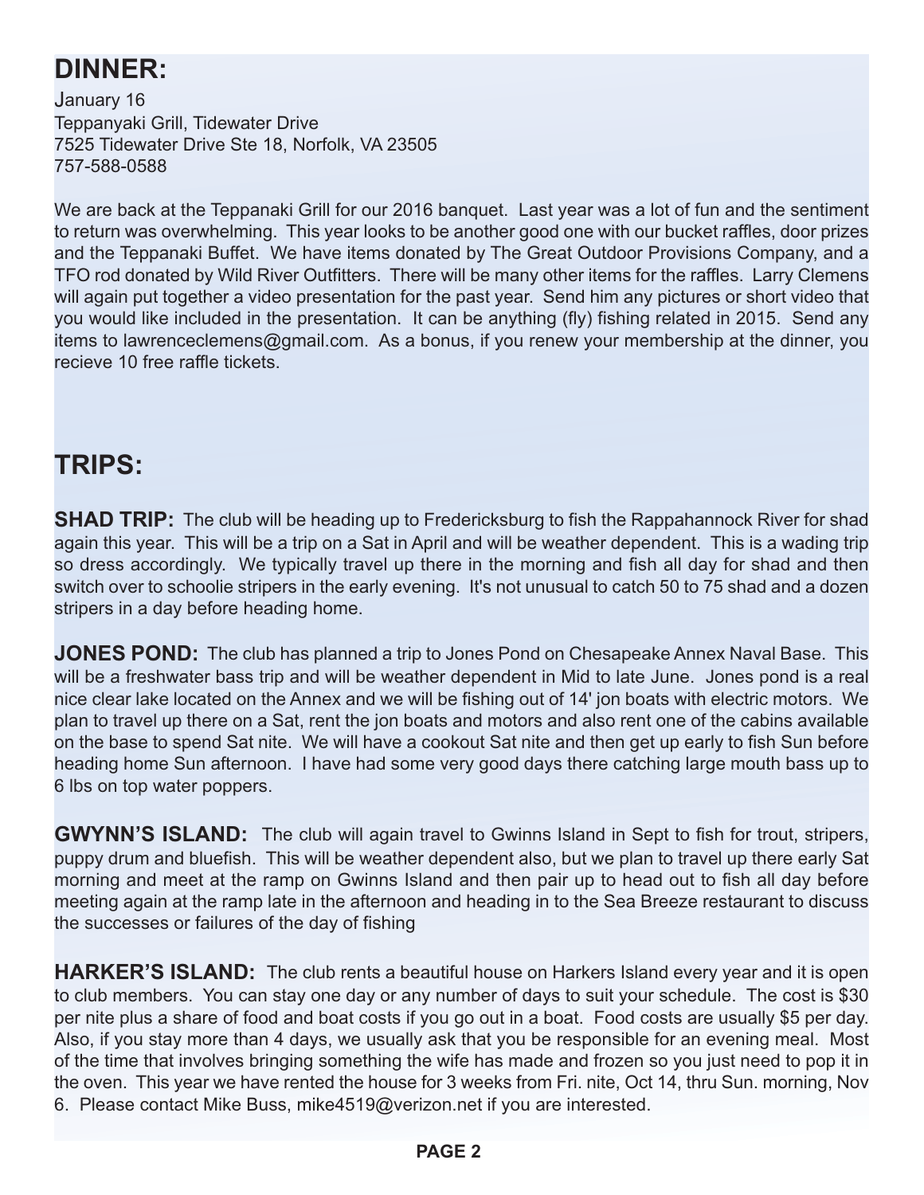## DINNER:

January 16
Teppanyaki Grill, Tidewater Drive
7525 Tidewater Drive Ste 18, Norfolk, VA 23505
757-588-0588

We are back at the Teppanaki Grill for our 2016 banquet. Last year was a lot of fun and the sentiment to return was overwhelming. This year looks to be another good one with our bucket raffles, door prizes and the Teppanaki Buffet. We have items donated by The Great Outdoor Provisions Company, and a TFO rod donated by Wild River Outfitters. There will be many other items for the raffles. Larry Clemens will again put together a video presentation for the past year. Send him any pictures or short video that you would like included in the presentation. It can be anything (fly) fishing related in 2015. Send any items to lawrenceclemens@gmail.com. As a bonus, if you renew your membership at the dinner, you recieve 10 free raffle tickets.

## TRIPS:

**SHAD TRIP:** The club will be heading up to Fredericksburg to fish the Rappahannock River for shad again this year. This will be a trip on a Sat in April and will be weather dependent. This is a wading trip so dress accordingly. We typically travel up there in the morning and fish all day for shad and then switch over to schoolie stripers in the early evening. It's not unusual to catch 50 to 75 shad and a dozen stripers in a day before heading home.

**JONES POND:** The club has planned a trip to Jones Pond on Chesapeake Annex Naval Base. This will be a freshwater bass trip and will be weather dependent in Mid to late June. Jones pond is a real nice clear lake located on the Annex and we will be fishing out of 14' jon boats with electric motors. We plan to travel up there on a Sat, rent the jon boats and motors and also rent one of the cabins available on the base to spend Sat nite. We will have a cookout Sat nite and then get up early to fish Sun before heading home Sun afternoon. I have had some very good days there catching large mouth bass up to 6 lbs on top water poppers.

**GWYNN'S ISLAND:** The club will again travel to Gwinns Island in Sept to fish for trout, stripers, puppy drum and bluefish. This will be weather dependent also, but we plan to travel up there early Sat morning and meet at the ramp on Gwinns Island and then pair up to head out to fish all day before meeting again at the ramp late in the afternoon and heading in to the Sea Breeze restaurant to discuss the successes or failures of the day of fishing

**HARKER'S ISLAND:** The club rents a beautiful house on Harkers Island every year and it is open to club members. You can stay one day or any number of days to suit your schedule. The cost is $30 per nite plus a share of food and boat costs if you go out in a boat. Food costs are usually $5 per day. Also, if you stay more than 4 days, we usually ask that you be responsible for an evening meal. Most of the time that involves bringing something the wife has made and frozen so you just need to pop it in the oven. This year we have rented the house for 3 weeks from Fri. nite, Oct 14, thru Sun. morning, Nov 6. Please contact Mike Buss, mike4519@verizon.net if you are interested.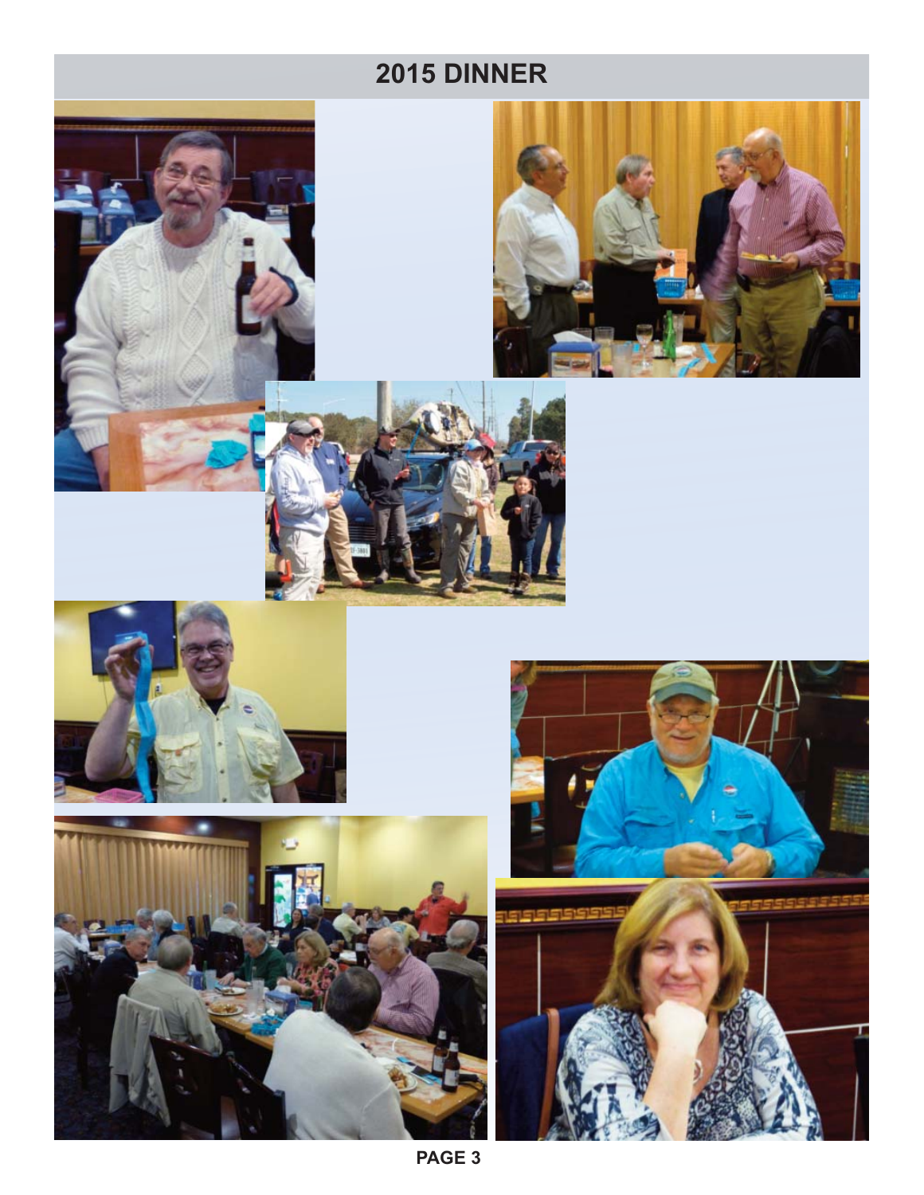# 2015 DINNER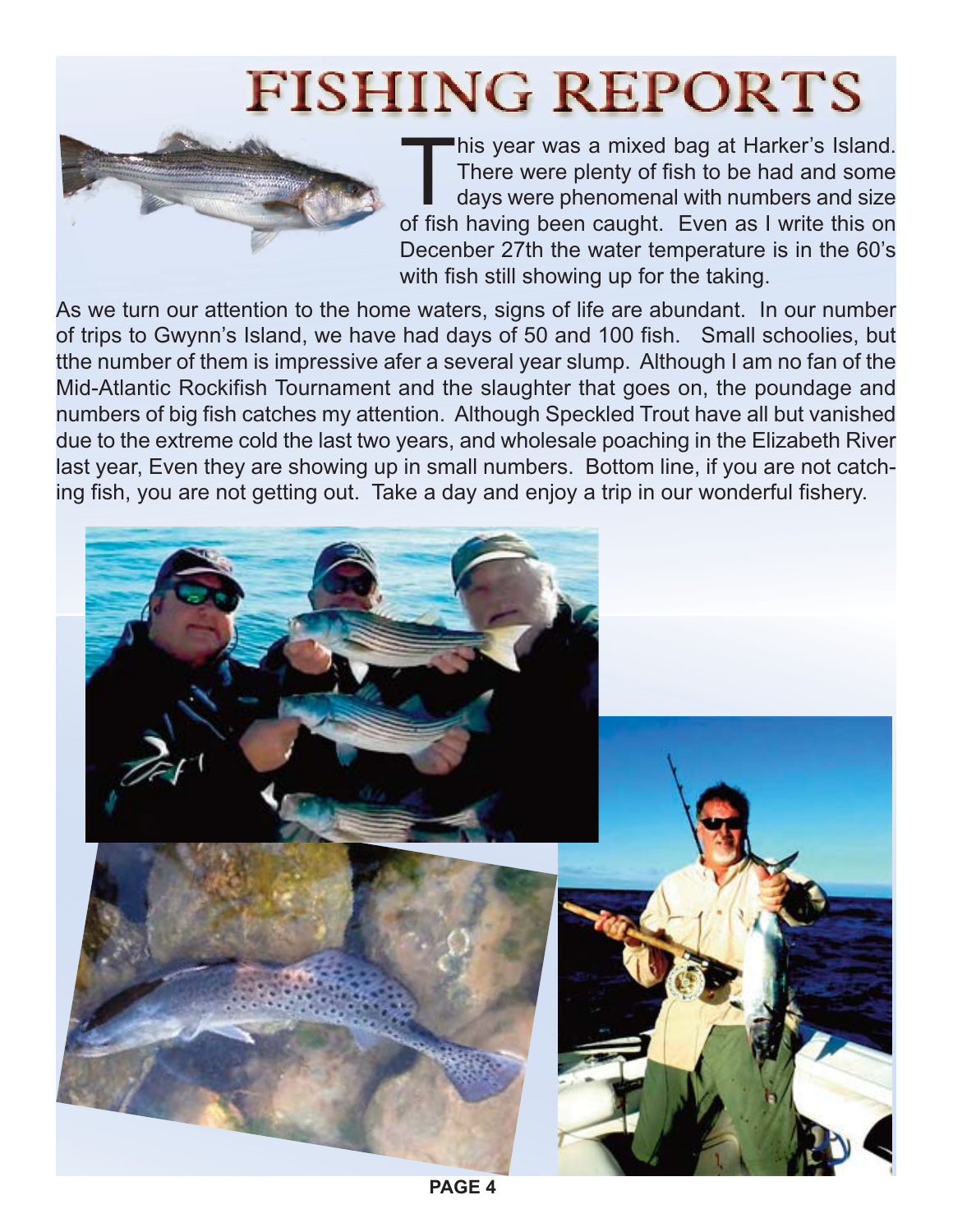# FISHING REPORTS

This year was a mixed bag at Harker's Island. There were plenty of fish to be had and some days were phenomenal with numbers and size of fish having been caught. Even as I write this on December 27th the water temperature is in the 60's with fish still showing up for the taking.

As we turn our attention to the home waters, signs of life are abundant. In our number of trips to Gwynn's Island, we have had days of 50 and 100 fish. Small schoolies, but tthe number of them is impressive afer a several year slump. Although I am no fan of the Mid-Atlantic Rockifish Tournament and the slaughter that goes on, the poundage and numbers of big fish catches my attention. Although Speckled Trout have all but vanished due to the extreme cold the last two years, and wholesale poaching in the Elizabeth River last year, Even they are showing up in small numbers. Bottom line, if you are not catching fish, you are not getting out. Take a day and enjoy a trip in our wonderful fishery.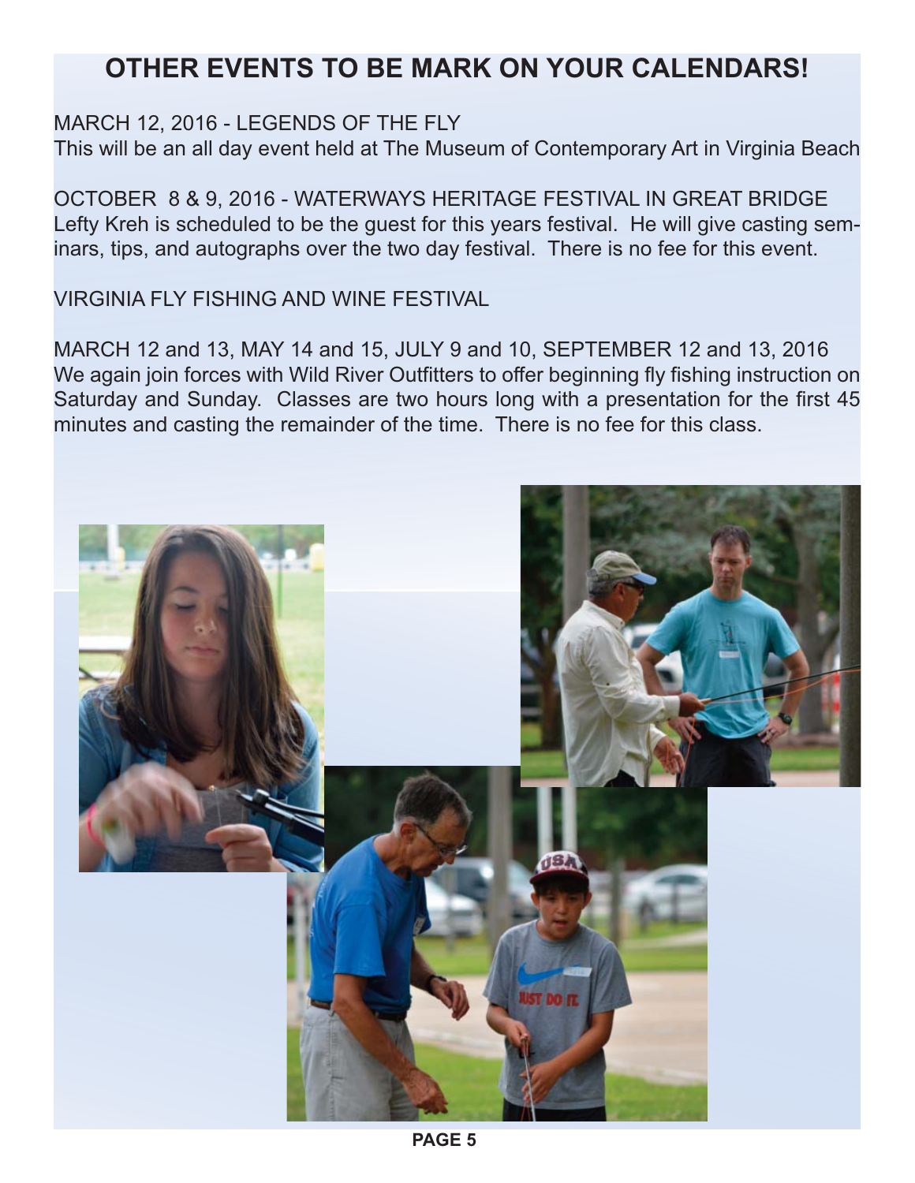# OTHER EVENTS TO BE MARK ON YOUR CALENDARS!

MARCH 12, 2016 - LEGENDS OF THE FLY
This will be an all day event held at The Museum of Contemporary Art in Virginia Beach

OCTOBER 8 & 9, 2016 - WATERWAYS HERITAGE FESTIVAL IN GREAT BRIDGE
Lefty Kreh is scheduled to be the guest for this years festival. He will give casting seminars, tips, and autographs over the two day festival. There is no fee for this event.

VIRGINIA FLY FISHING AND WINE FESTIVAL

MARCH 12 and 13, MAY 14 and 15, JULY 9 and 10, SEPTEMBER 12 and 13, 2016
We again join forces with Wild River Outfitters to offer beginning fly fishing instruction on Saturday and Sunday. Classes are two hours long with a presentation for the first 45 minutes and casting the remainder of the time. There is no fee for this class.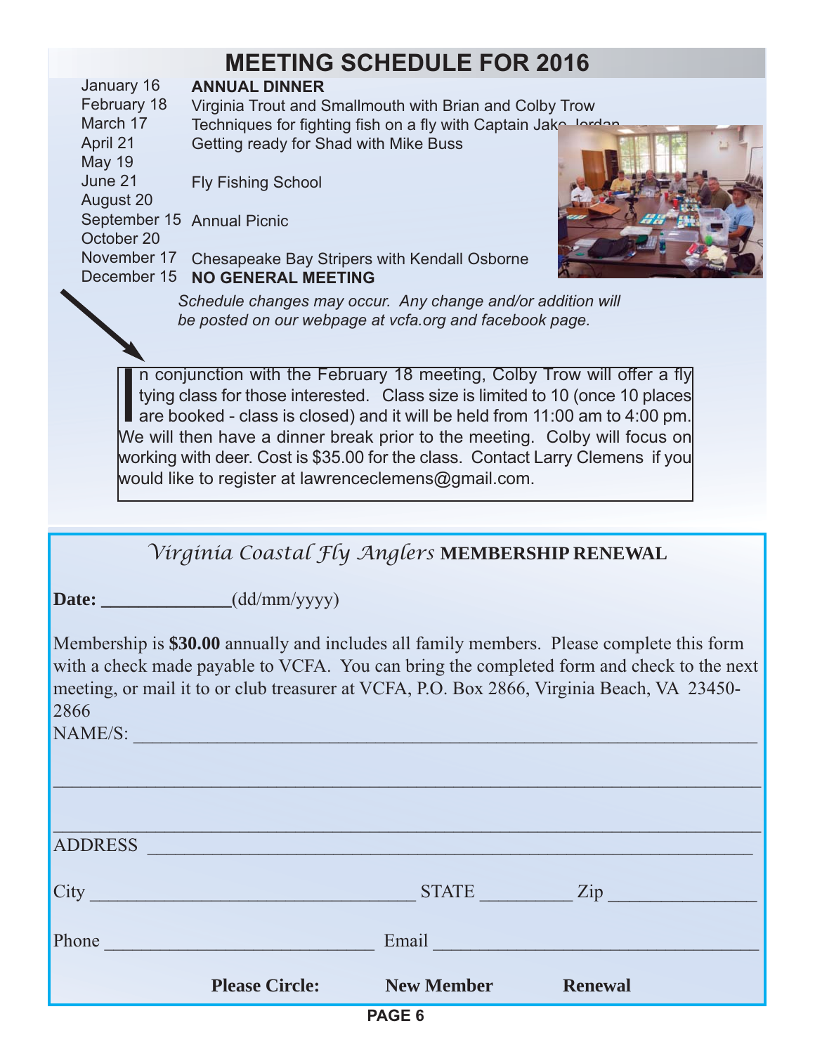# MEETING SCHEDULE FOR 2016

| | |
|---|---|
| January 16 | **ANNUAL DINNER** |
| February 18 | Virginia Trout and Smallmouth with Brian and Colby Trow |
| March 17 | Techniques for fighting fish on a fly with Captain Jake Jordan |
| April 21 | Getting ready for Shad with Mike Buss |
| May 19 | |
| June 21 | Fly Fishing School |
| August 20 | |
| September 15 | Annual Picnic |
| October 20 | |
| November 17 | Chesapeake Bay Stripers with Kendall Osborne |
| December 15 | **NO GENERAL MEETING** |

*Schedule changes may occur. Any change and/or addition will be posted on our webpage at vcfa.org and facebook page.*

In conjunction with the February 18 meeting, Colby Trow will offer a fly tying class for those interested. Class size is limited to 10 (once 10 places are booked - class is closed) and it will be held from 11:00 am to 4:00 pm. We will then have a dinner break prior to the meeting. Colby will focus on working with deer. Cost is $35.00 for the class. Contact Larry Clemens if you would like to register at lawrenceclemens@gmail.com.

## *Virginia Coastal Fly Anglers* MEMBERSHIP RENEWAL

**Date: ______________**(dd/mm/yyyy)

Membership is **$30.00** annually and includes all family members. Please complete this form with a check made payable to VCFA. You can bring the completed form and check to the next meeting, or mail it to or club treasurer at VCFA, P.O. Box 2866, Virginia Beach, VA 23450-2866

NAME/S: ____________________________________________________________

____________________________________________________________________

____________________________________________________________________

ADDRESS ____________________________________________________________

City ________________________________ STATE _________ Zip _______________

Phone ___________________________ Email ___________________________________

**Please Circle: New Member Renewal**